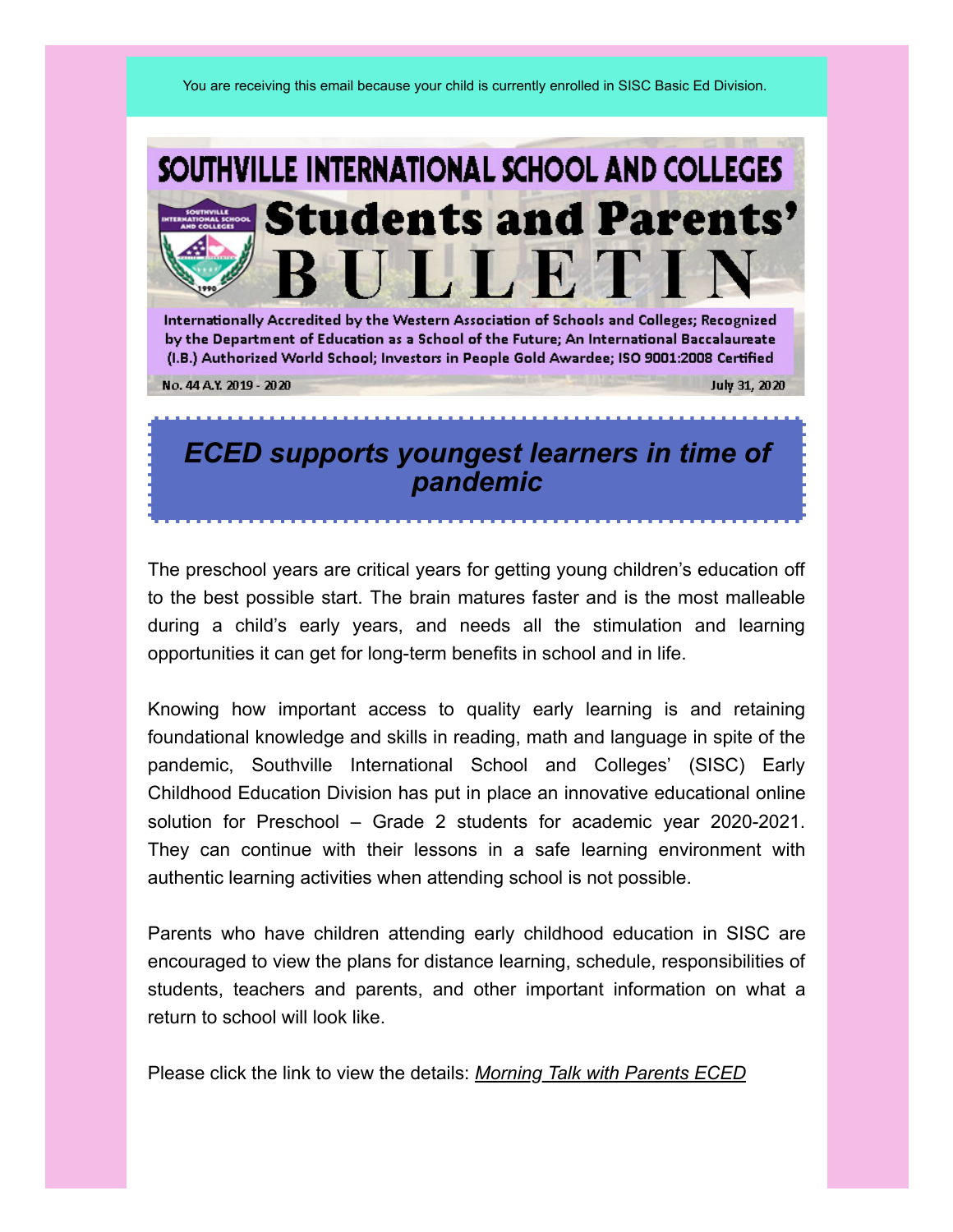You are receiving this email because your child is currently enrolled in SISC Basic Ed Division.

# SOUTHVILLE INTERNATIONAL SCHOOL AND COLLEGES

# Students and Parents' BULLETIN

Internationally Accredited by the Western Association of Schools and Colleges; Recognized by the Department of Education as a School of the Future; An International Baccalaureate (I.B.) Authorized World School; Investors in People Gold Awardee; ISO 9001:2008 Certified

No. 44 A.Y. 2019 - 2020 July 31, 2020

## *ECED supports youngest learners in time of pandemic*

The preschool years are critical years for getting young children's education off to the best possible start. The brain matures faster and is the most malleable during a child's early years, and needs all the stimulation and learning opportunities it can get for long-term benefits in school and in life.

Knowing how important access to quality early learning is and retaining foundational knowledge and skills in reading, math and language in spite of the pandemic, Southville International School and Colleges' (SISC) Early Childhood Education Division has put in place an innovative educational online solution for Preschool – Grade 2 students for academic year 2020-2021. They can continue with their lessons in a safe learning environment with authentic learning activities when attending school is not possible.

Parents who have children attending early childhood education in SISC are encouraged to view the plans for distance learning, schedule, responsibilities of students, teachers and parents, and other important information on what a return to school will look like.

Please click the link to view the details: *Morning Talk with Parents ECED*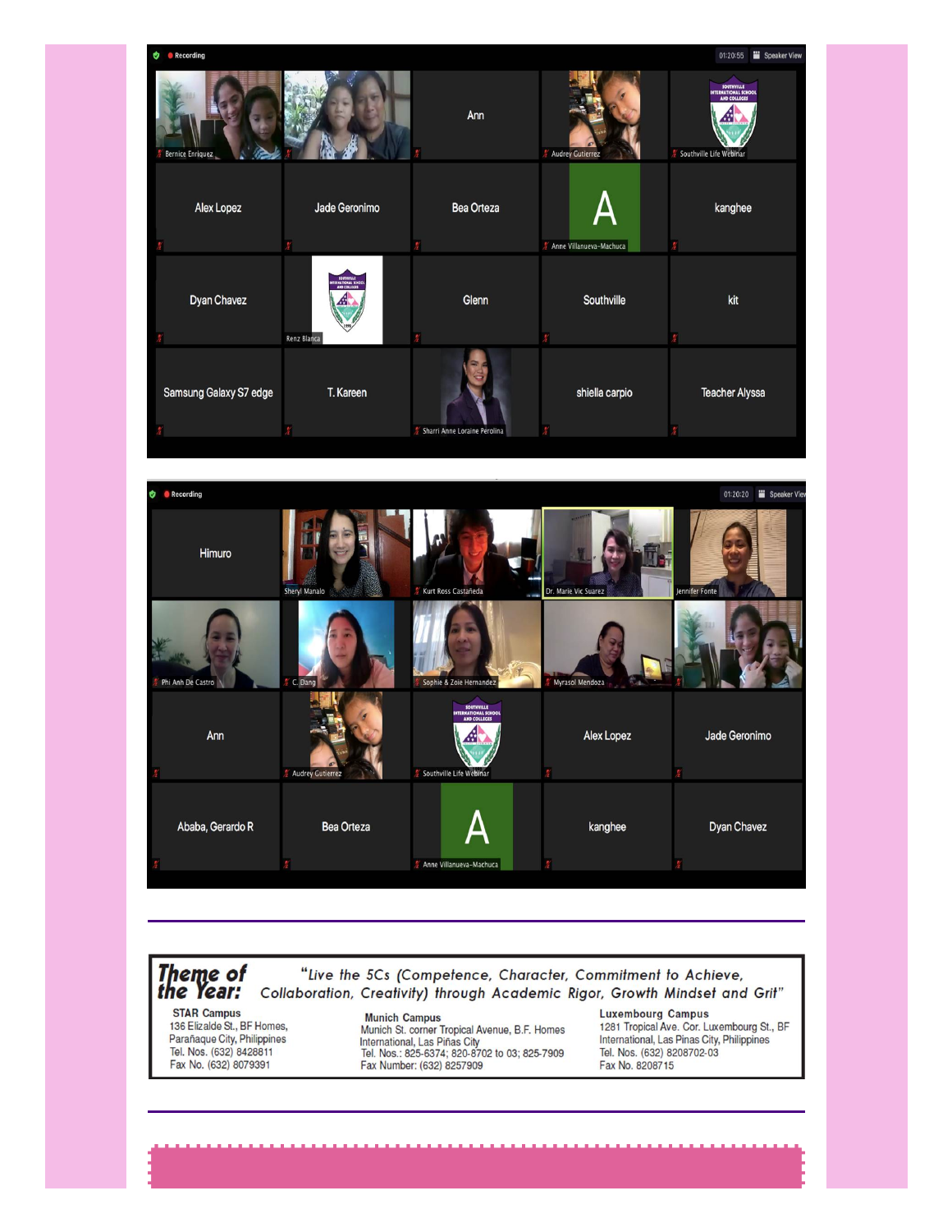**Theme of the Year:** *"Live the 5Cs (Competence, Character, Commitment to Achieve, Collaboration, Creativity) through Academic Rigor, Growth Mindset and Grit"*

**STAR Campus**
136 Elizalde St., BF Homes,
Parañaque City, Philippines
Tel. Nos. (632) 8428811
Fax No. (632) 8079391

**Munich Campus**
Munich St. corner Tropical Avenue, B.F. Homes
International, Las Piñas City
Tel. Nos.: 825-6374; 820-8702 to 03; 825-7909
Fax Number: (632) 8257909

**Luxembourg Campus**
1281 Tropical Ave. Cor. Luxembourg St., BF
International, Las Pinas City, Philippines
Tel. Nos. (632) 8208702-03
Fax No. 8208715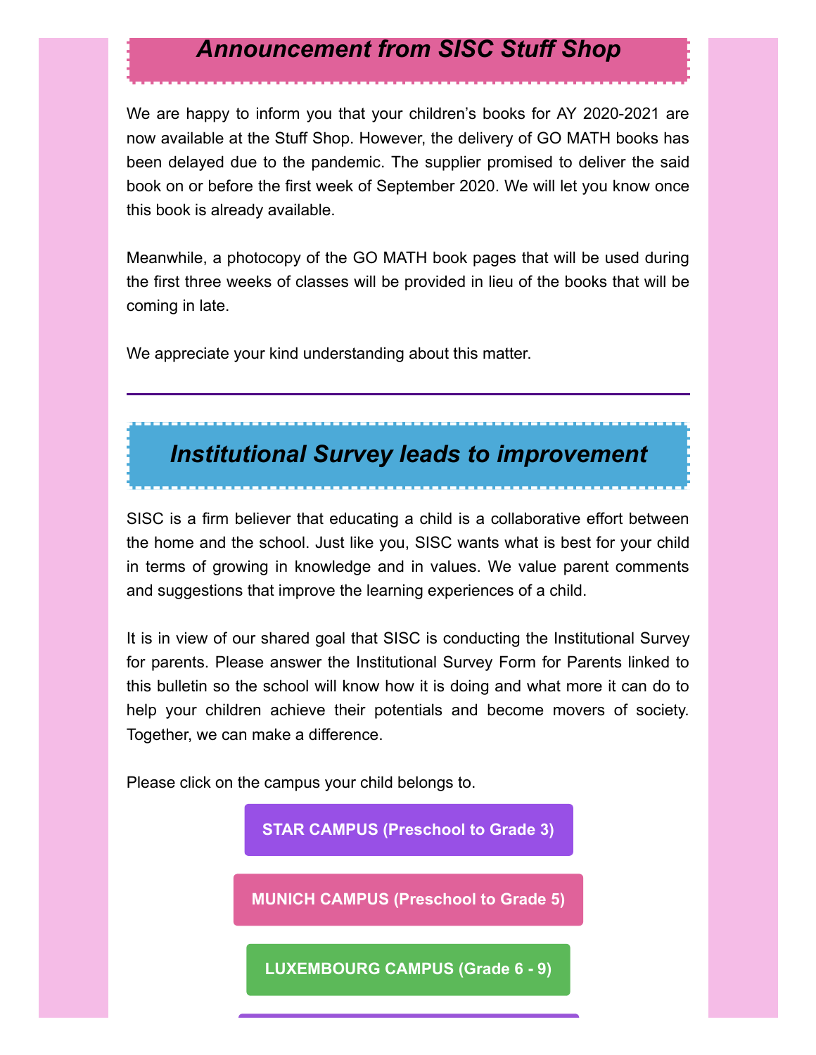## *Announcement from SISC Stuff Shop*

We are happy to inform you that your children's books for AY 2020-2021 are now available at the Stuff Shop. However, the delivery of GO MATH books has been delayed due to the pandemic. The supplier promised to deliver the said book on or before the first week of September 2020. We will let you know once this book is already available.

Meanwhile, a photocopy of the GO MATH book pages that will be used during the first three weeks of classes will be provided in lieu of the books that will be coming in late.

We appreciate your kind understanding about this matter.

---

## *Institutional Survey leads to improvement*

SISC is a firm believer that educating a child is a collaborative effort between the home and the school. Just like you, SISC wants what is best for your child in terms of growing in knowledge and in values. We value parent comments and suggestions that improve the learning experiences of a child.

It is in view of our shared goal that SISC is conducting the Institutional Survey for parents. Please answer the Institutional Survey Form for Parents linked to this bulletin so the school will know how it is doing and what more it can do to help your children achieve their potentials and become movers of society. Together, we can make a difference.

Please click on the campus your child belongs to.

**STAR CAMPUS (Preschool to Grade 3)**

**MUNICH CAMPUS (Preschool to Grade 5)**

**LUXEMBOURG CAMPUS (Grade 6 - 9)**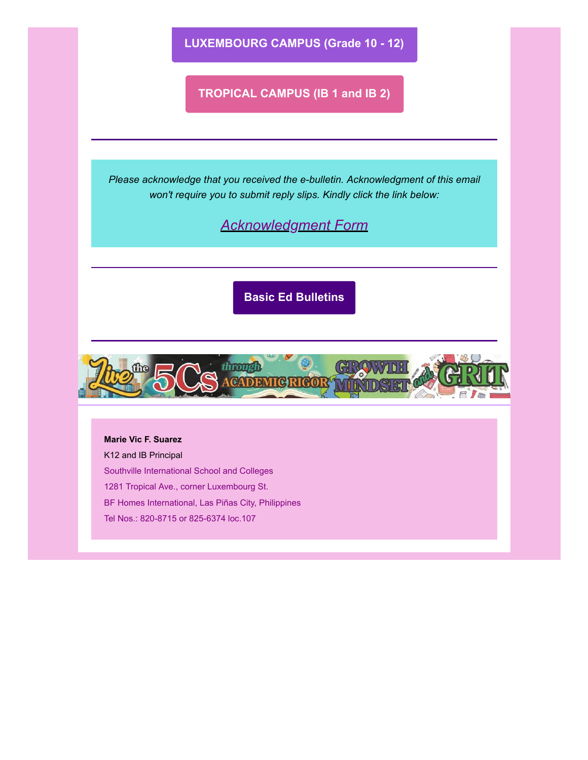**LUXEMBOURG CAMPUS (Grade 10 - 12)**

**TROPICAL CAMPUS (IB 1 and IB 2)**

---

*Please acknowledge that you received the e-bulletin. Acknowledgment of this email won't require you to submit reply slips. Kindly click the link below:*

*Acknowledgment Form*

---

**Basic Ed Bulletins**

---

Live the 5Cs through ACADEMIC RIGOR GROWTH MINDSET and GRIT

**Marie Vic F. Suarez**

K12 and IB Principal

Southville International School and Colleges

1281 Tropical Ave., corner Luxembourg St.

BF Homes International, Las Piñas City, Philippines

Tel Nos.: 820-8715 or 825-6374 loc.107